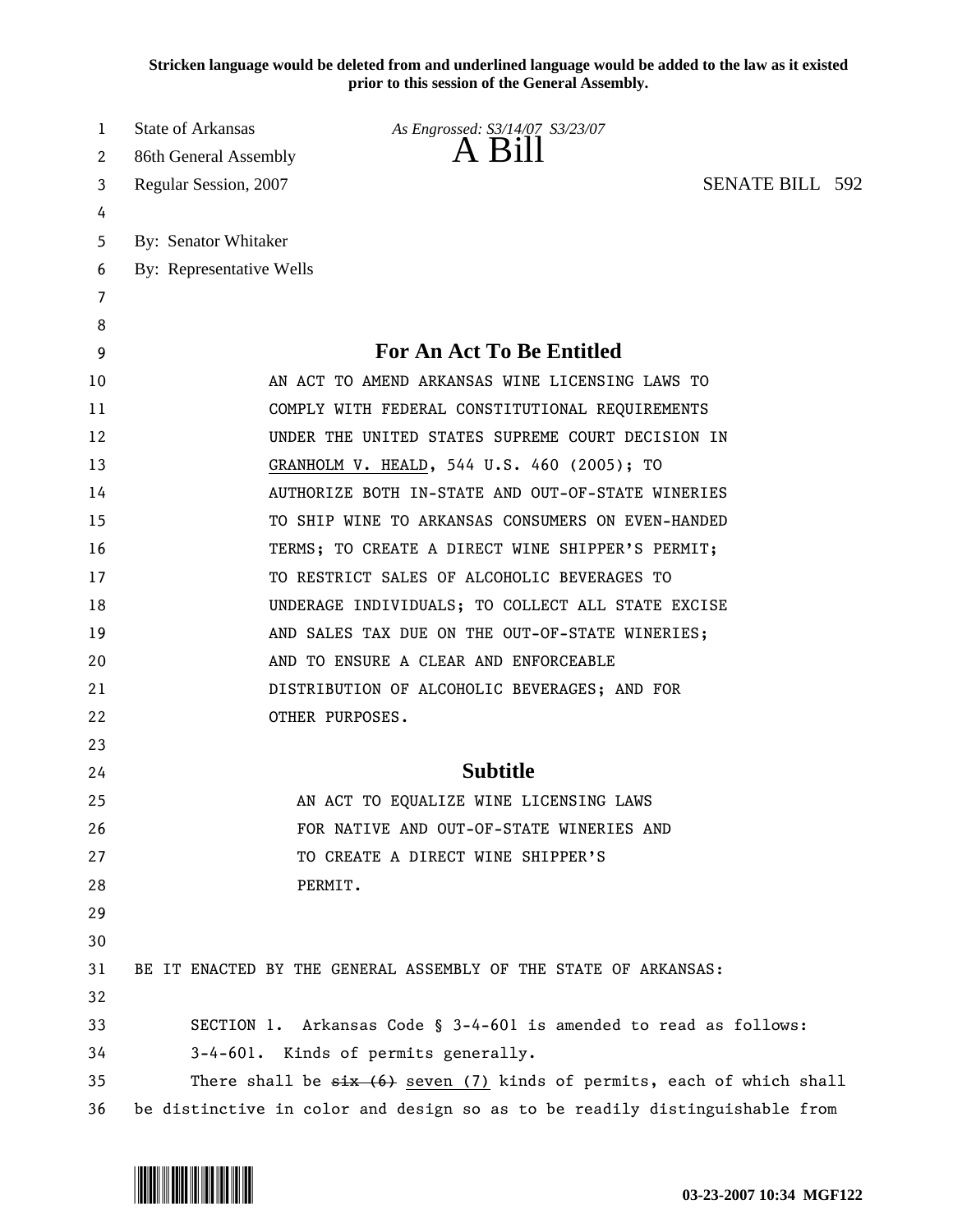**Stricken language would be deleted from and underlined language would be added to the law as it existed prior to this session of the General Assembly.**

State of Arkansas — *As Engrossed: S3/14/07 S3/23/07*

86th General Assembly

# A Bill

Regular Session, 2007 — SENATE BILL 592

By: Senator Whitaker

By: Representative Wells

## For An Act To Be Entitled

AN ACT TO AMEND ARKANSAS WINE LICENSING LAWS TO COMPLY WITH FEDERAL CONSTITUTIONAL REQUIREMENTS UNDER THE UNITED STATES SUPREME COURT DECISION IN <u>GRANHOLM V. HEALD</u>, 544 U.S. 460 (2005); TO AUTHORIZE BOTH IN-STATE AND OUT-OF-STATE WINERIES TO SHIP WINE TO ARKANSAS CONSUMERS ON EVEN-HANDED TERMS; TO CREATE A DIRECT WINE SHIPPER'S PERMIT; TO RESTRICT SALES OF ALCOHOLIC BEVERAGES TO UNDERAGE INDIVIDUALS; TO COLLECT ALL STATE EXCISE AND SALES TAX DUE ON THE OUT-OF-STATE WINERIES; AND TO ENSURE A CLEAR AND ENFORCEABLE DISTRIBUTION OF ALCOHOLIC BEVERAGES; AND FOR OTHER PURPOSES.

## Subtitle

AN ACT TO EQUALIZE WINE LICENSING LAWS FOR NATIVE AND OUT-OF-STATE WINERIES AND TO CREATE A DIRECT WINE SHIPPER'S PERMIT.

BE IT ENACTED BY THE GENERAL ASSEMBLY OF THE STATE OF ARKANSAS:

SECTION 1. Arkansas Code § 3-4-601 is amended to read as follows:

3-4-601. Kinds of permits generally.

There shall be ~~six (6)~~ <u>seven (7)</u> kinds of permits, each of which shall be distinctive in color and design so as to be readily distinguishable from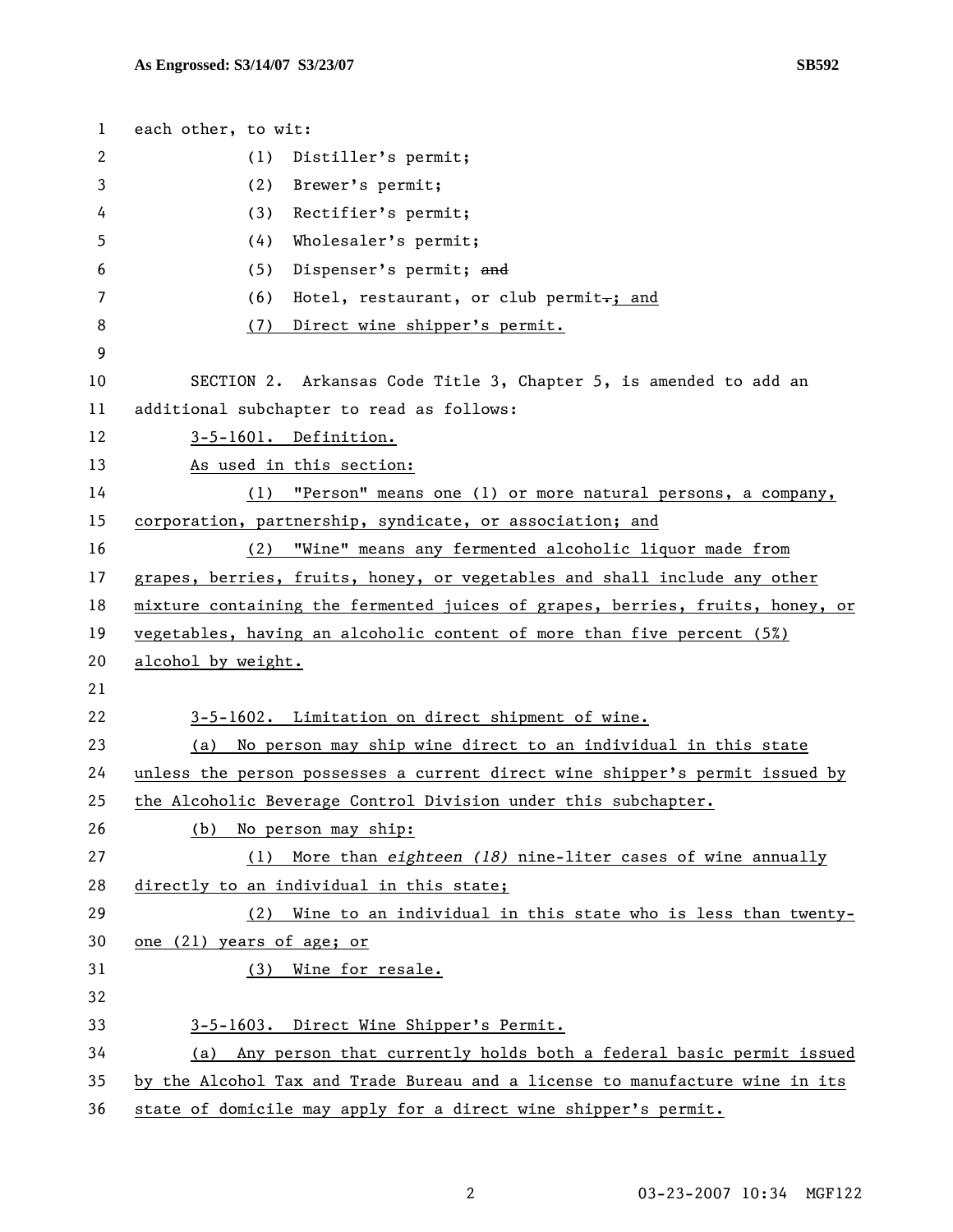each other, to wit:

(1) Distiller's permit;

(2) Brewer's permit;

(3) Rectifier's permit;

(4) Wholesaler's permit;

(5) Dispenser's permit; ~~and~~

(6) Hotel, restaurant, or club permit~~.~~; and

(7) Direct wine shipper's permit.

SECTION 2. Arkansas Code Title 3, Chapter 5, is amended to add an additional subchapter to read as follows:

3-5-1601. Definition.

As used in this section:

(1) "Person" means one (1) or more natural persons, a company, corporation, partnership, syndicate, or association; and

(2) "Wine" means any fermented alcoholic liquor made from grapes, berries, fruits, honey, or vegetables and shall include any other mixture containing the fermented juices of grapes, berries, fruits, honey, or vegetables, having an alcoholic content of more than five percent (5%) alcohol by weight.

3-5-1602. Limitation on direct shipment of wine.

(a) No person may ship wine direct to an individual in this state unless the person possesses a current direct wine shipper's permit issued by the Alcoholic Beverage Control Division under this subchapter.

(b) No person may ship:

(1) More than *eighteen (18)* nine-liter cases of wine annually directly to an individual in this state;

(2) Wine to an individual in this state who is less than twenty-one (21) years of age; or

(3) Wine for resale.

3-5-1603. Direct Wine Shipper's Permit.

(a) Any person that currently holds both a federal basic permit issued by the Alcohol Tax and Trade Bureau and a license to manufacture wine in its state of domicile may apply for a direct wine shipper's permit.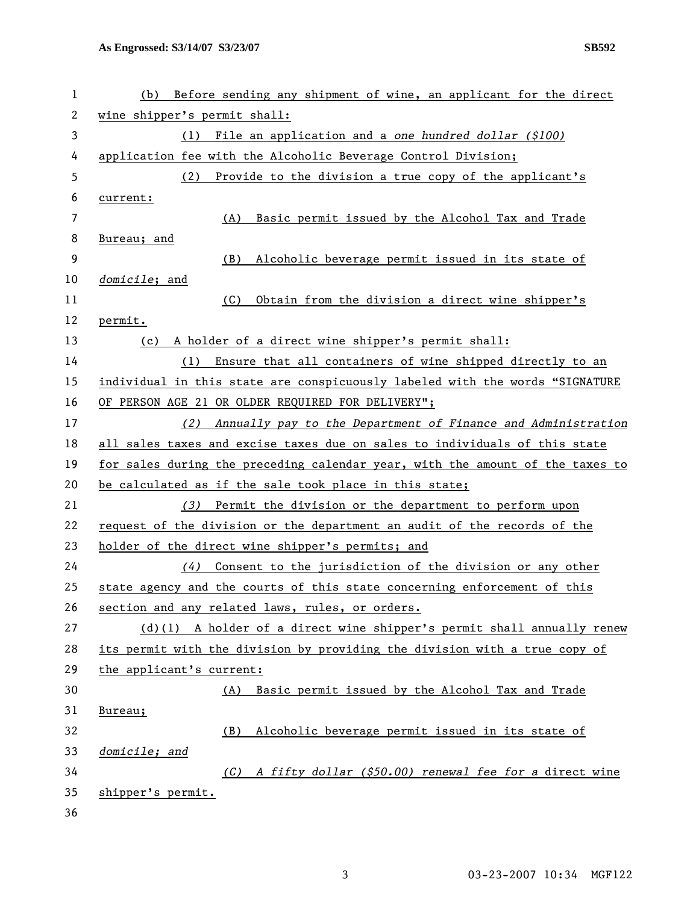(b) Before sending any shipment of wine, an applicant for the direct wine shipper's permit shall:

(1) File an application and a *one hundred dollar ($100)* application fee with the Alcoholic Beverage Control Division;

(2) Provide to the division a true copy of the applicant's current:

(A) Basic permit issued by the Alcohol Tax and Trade Bureau; and

(B) Alcoholic beverage permit issued in its state of *domicile*; and

(C) Obtain from the division a direct wine shipper's permit.

(c) A holder of a direct wine shipper's permit shall:

(1) Ensure that all containers of wine shipped directly to an individual in this state are conspicuously labeled with the words "SIGNATURE OF PERSON AGE 21 OR OLDER REQUIRED FOR DELIVERY";

*(2) Annually pay to the Department of Finance and Administration* all sales taxes and excise taxes due on sales to individuals of this state for sales during the preceding calendar year, with the amount of the taxes to be calculated as if the sale took place in this state;

*(3)* Permit the division or the department to perform upon request of the division or the department an audit of the records of the holder of the direct wine shipper's permits; and

*(4)* Consent to the jurisdiction of the division or any other state agency and the courts of this state concerning enforcement of this section and any related laws, rules, or orders.

(d)(1) A holder of a direct wine shipper's permit shall annually renew its permit with the division by providing the division with a true copy of the applicant's current:

(A) Basic permit issued by the Alcohol Tax and Trade Bureau;

(B) Alcoholic beverage permit issued in its state of *domicile; and*

*(C) A fifty dollar ($50.00) renewal fee for a* direct wine shipper's permit.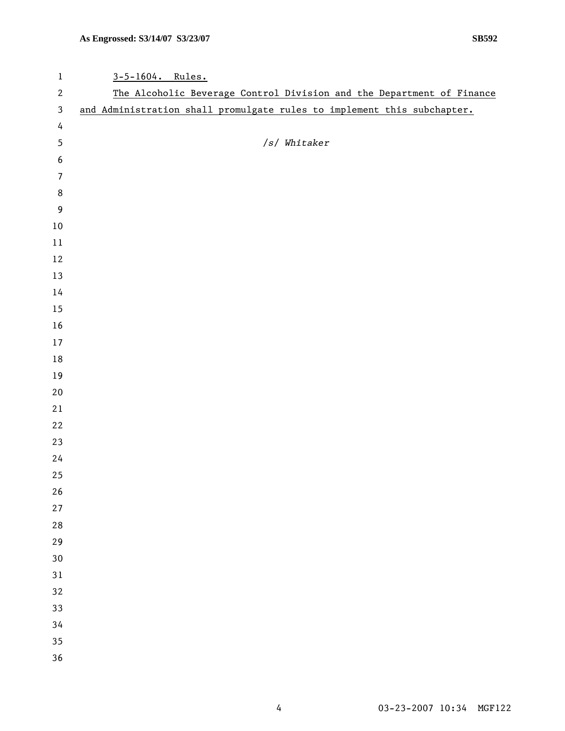3-5-1604. Rules.

The Alcoholic Beverage Control Division and the Department of Finance and Administration shall promulgate rules to implement this subchapter.

*/s/ Whitaker*